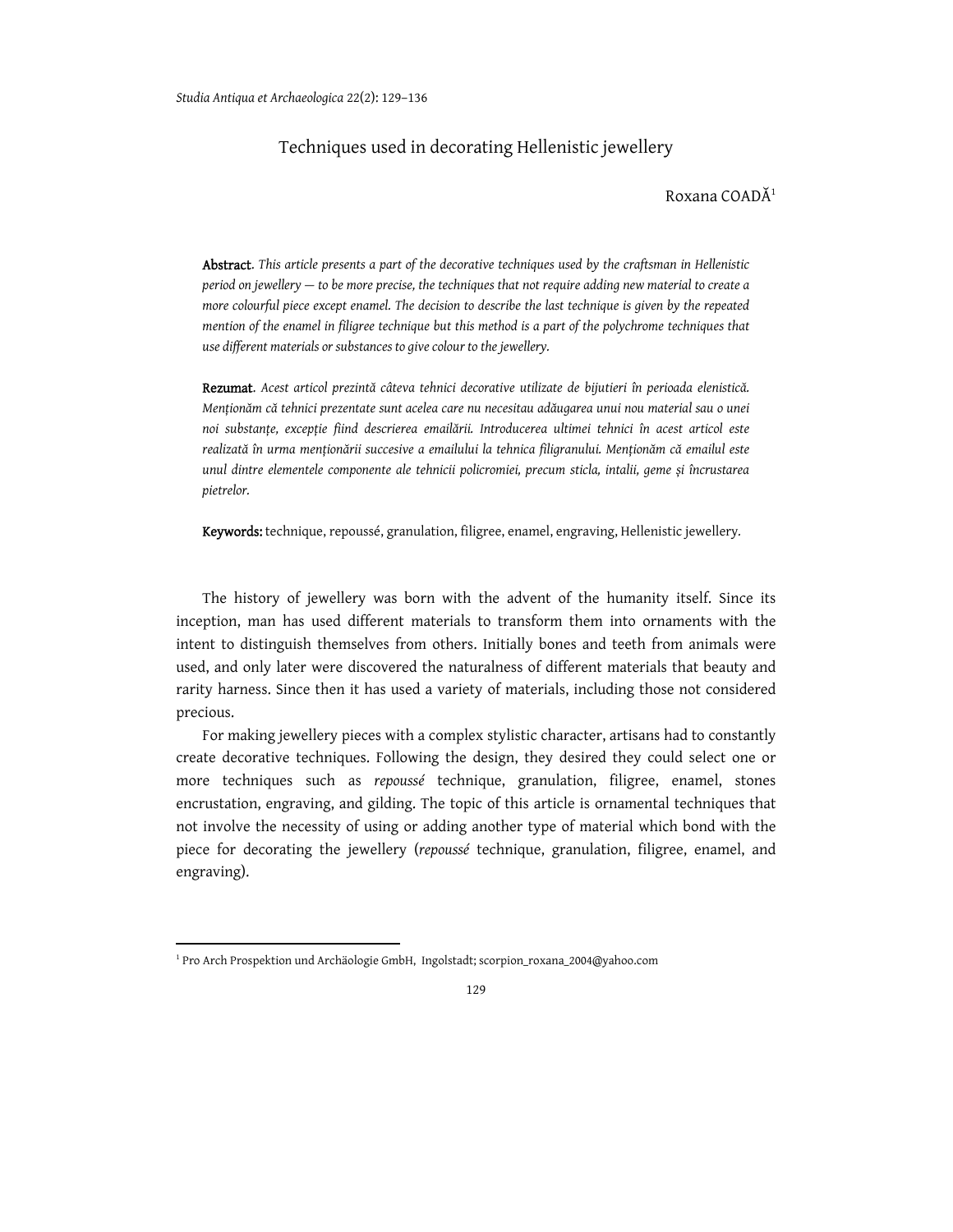# Techniques used in decorating Hellenistic jewellery

Roxana COADĂ[1]

**Abstract**. *This article presents a part of the decorative techniques used by the craftsman in Hellenistic period on jewellery — to be more precise, the techniques that not require adding new material to create a more colourful piece except enamel. The decision to describe the last technique is given by the repeated mention of the enamel in filigree technique but this method is a part of the polychrome techniques that use different materials or substances to give colour to the jewellery.*

**Rezumat**. *Acest articol prezintă câteva tehnici decorative utilizate de bijutieri în perioada elenistică. Menționăm că tehnici prezentate sunt acelea care nu necesitau adăugarea unui nou material sau o unei noi substanțe, excepție fiind descrierea emailării. Introducerea ultimei tehnici în acest articol este realizată în urma menționării succesive a emailului la tehnica filigranului. Menționăm că emailul este unul dintre elementele componente ale tehnicii policromiei, precum sticla, intalii, geme și încrustarea pietrelor.*

**Keywords:** technique, repoussé, granulation, filigree, enamel, engraving, Hellenistic jewellery.

The history of jewellery was born with the advent of the humanity itself. Since its inception, man has used different materials to transform them into ornaments with the intent to distinguish themselves from others. Initially bones and teeth from animals were used, and only later were discovered the naturalness of different materials that beauty and rarity harness. Since then it has used a variety of materials, including those not considered precious.

For making jewellery pieces with a complex stylistic character, artisans had to constantly create decorative techniques. Following the design, they desired they could select one or more techniques such as *repoussé* technique, granulation, filigree, enamel, stones encrustation, engraving, and gilding. The topic of this article is ornamental techniques that not involve the necessity of using or adding another type of material which bond with the piece for decorating the jewellery (*repoussé* technique, granulation, filigree, enamel, and engraving).

[1] Pro Arch Prospektion und Archäologie GmbH, Ingolstadt; scorpion_roxana_2004@yahoo.com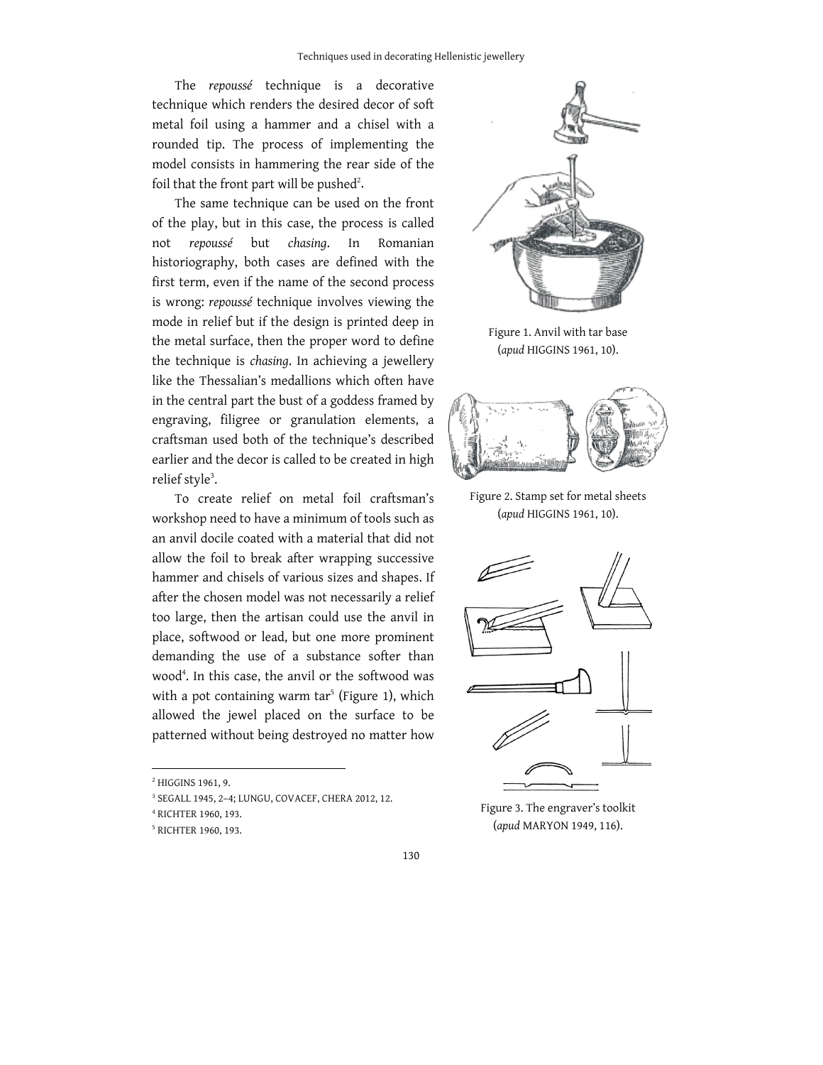The *repoussé* technique is a decorative technique which renders the desired decor of soft metal foil using a hammer and a chisel with a rounded tip. The process of implementing the model consists in hammering the rear side of the foil that the front part will be pushed[2].

The same technique can be used on the front of the play, but in this case, the process is called not *repoussé* but *chasing*. In Romanian historiography, both cases are defined with the first term, even if the name of the second process is wrong: *repoussé* technique involves viewing the mode in relief but if the design is printed deep in the metal surface, then the proper word to define the technique is *chasing*. In achieving a jewellery like the Thessalian's medallions which often have in the central part the bust of a goddess framed by engraving, filigree or granulation elements, a craftsman used both of the technique's described earlier and the decor is called to be created in high relief style[3].

To create relief on metal foil craftsman's workshop need to have a minimum of tools such as an anvil docile coated with a material that did not allow the foil to break after wrapping successive hammer and chisels of various sizes and shapes. If after the chosen model was not necessarily a relief too large, then the artisan could use the anvil in place, softwood or lead, but one more prominent demanding the use of a substance softer than wood[4]. In this case, the anvil or the softwood was with a pot containing warm tar[5] (Figure 1), which allowed the jewel placed on the surface to be patterned without being destroyed no matter how

Figure 1. Anvil with tar base (*apud* HIGGINS 1961, 10).

Figure 2. Stamp set for metal sheets (*apud* HIGGINS 1961, 10).

Figure 3. The engraver's toolkit (*apud* MARYON 1949, 116).

---

[2] HIGGINS 1961, 9.

[3] SEGALL 1945, 2–4; LUNGU, COVACEF, CHERA 2012, 12.

[4] RICHTER 1960, 193.

[5] RICHTER 1960, 193.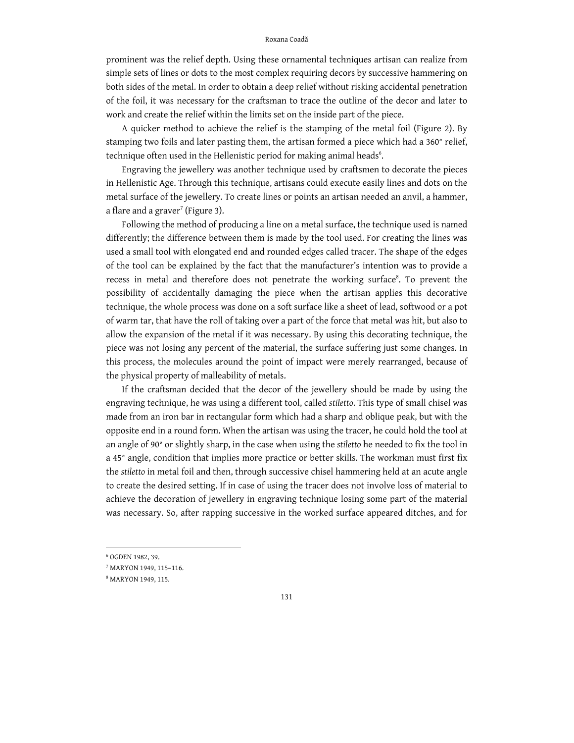prominent was the relief depth. Using these ornamental techniques artisan can realize from simple sets of lines or dots to the most complex requiring decors by successive hammering on both sides of the metal. In order to obtain a deep relief without risking accidental penetration of the foil, it was necessary for the craftsman to trace the outline of the decor and later to work and create the relief within the limits set on the inside part of the piece.

A quicker method to achieve the relief is the stamping of the metal foil (Figure 2). By stamping two foils and later pasting them, the artisan formed a piece which had a 360° relief, technique often used in the Hellenistic period for making animal heads[6].

Engraving the jewellery was another technique used by craftsmen to decorate the pieces in Hellenistic Age. Through this technique, artisans could execute easily lines and dots on the metal surface of the jewellery. To create lines or points an artisan needed an anvil, a hammer, a flare and a graver[7] (Figure 3).

Following the method of producing a line on a metal surface, the technique used is named differently; the difference between them is made by the tool used. For creating the lines was used a small tool with elongated end and rounded edges called tracer. The shape of the edges of the tool can be explained by the fact that the manufacturer's intention was to provide a recess in metal and therefore does not penetrate the working surface[8]. To prevent the possibility of accidentally damaging the piece when the artisan applies this decorative technique, the whole process was done on a soft surface like a sheet of lead, softwood or a pot of warm tar, that have the roll of taking over a part of the force that metal was hit, but also to allow the expansion of the metal if it was necessary. By using this decorating technique, the piece was not losing any percent of the material, the surface suffering just some changes. In this process, the molecules around the point of impact were merely rearranged, because of the physical property of malleability of metals.

If the craftsman decided that the decor of the jewellery should be made by using the engraving technique, he was using a different tool, called *stiletto*. This type of small chisel was made from an iron bar in rectangular form which had a sharp and oblique peak, but with the opposite end in a round form. When the artisan was using the tracer, he could hold the tool at an angle of 90° or slightly sharp, in the case when using the *stiletto* he needed to fix the tool in a 45° angle, condition that implies more practice or better skills. The workman must first fix the *stiletto* in metal foil and then, through successive chisel hammering held at an acute angle to create the desired setting. If in case of using the tracer does not involve loss of material to achieve the decoration of jewellery in engraving technique losing some part of the material was necessary. So, after rapping successive in the worked surface appeared ditches, and for

---

[6] OGDEN 1982, 39.

[7] MARYON 1949, 115–116.

[8] MARYON 1949, 115.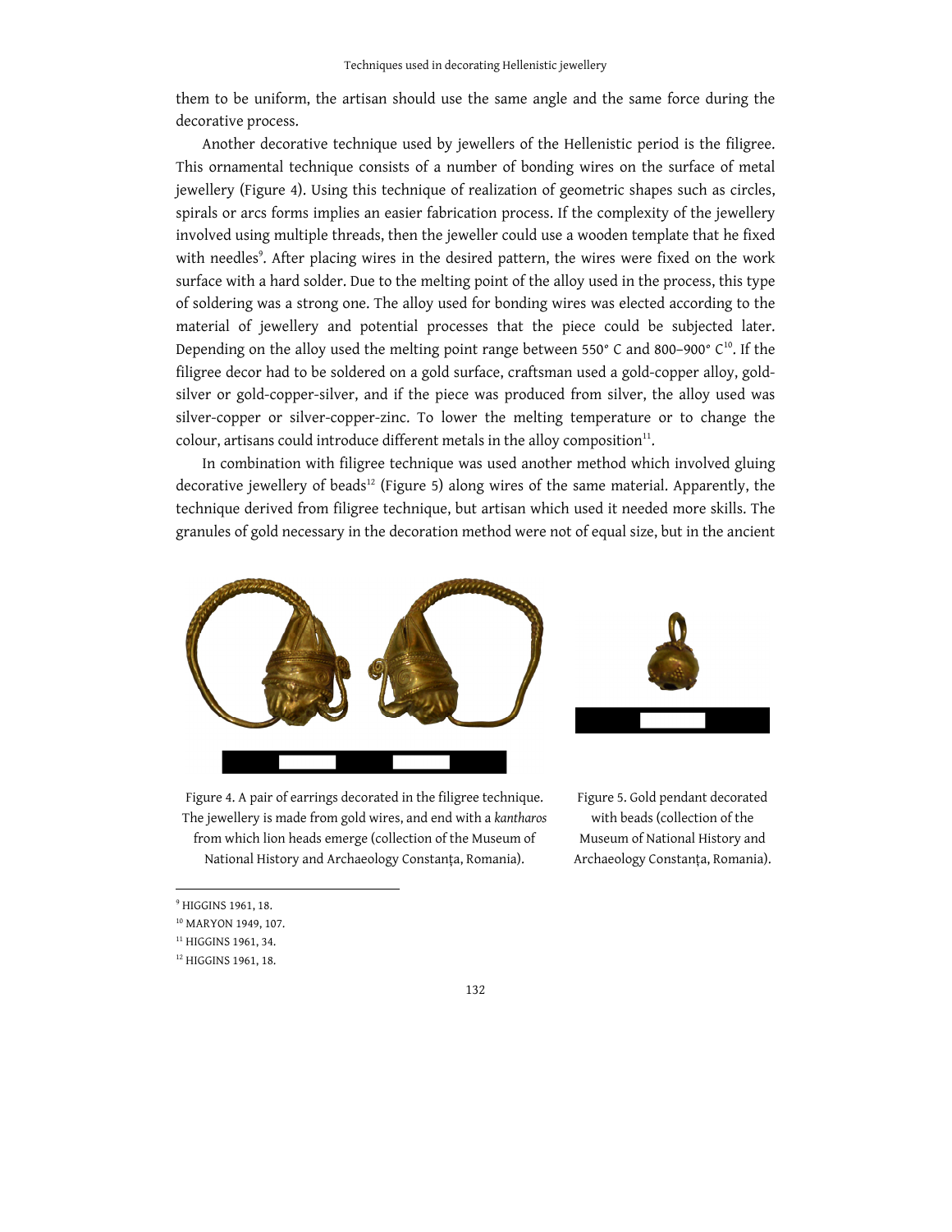them to be uniform, the artisan should use the same angle and the same force during the decorative process.

Another decorative technique used by jewellers of the Hellenistic period is the filigree. This ornamental technique consists of a number of bonding wires on the surface of metal jewellery (Figure 4). Using this technique of realization of geometric shapes such as circles, spirals or arcs forms implies an easier fabrication process. If the complexity of the jewellery involved using multiple threads, then the jeweller could use a wooden template that he fixed with needles[9]. After placing wires in the desired pattern, the wires were fixed on the work surface with a hard solder. Due to the melting point of the alloy used in the process, this type of soldering was a strong one. The alloy used for bonding wires was elected according to the material of jewellery and potential processes that the piece could be subjected later. Depending on the alloy used the melting point range between 550° C and 800–900° C[10]. If the filigree decor had to be soldered on a gold surface, craftsman used a gold-copper alloy, gold-silver or gold-copper-silver, and if the piece was produced from silver, the alloy used was silver-copper or silver-copper-zinc. To lower the melting temperature or to change the colour, artisans could introduce different metals in the alloy composition[11].

In combination with filigree technique was used another method which involved gluing decorative jewellery of beads[12] (Figure 5) along wires of the same material. Apparently, the technique derived from filigree technique, but artisan which used it needed more skills. The granules of gold necessary in the decoration method were not of equal size, but in the ancient

Figure 4. A pair of earrings decorated in the filigree technique. The jewellery is made from gold wires, and end with a *kantharos* from which lion heads emerge (collection of the Museum of National History and Archaeology Constanța, Romania).

Figure 5. Gold pendant decorated with beads (collection of the Museum of National History and Archaeology Constanța, Romania).

[9] HIGGINS 1961, 18.

[10] MARYON 1949, 107.

[11] HIGGINS 1961, 34.

[12] HIGGINS 1961, 18.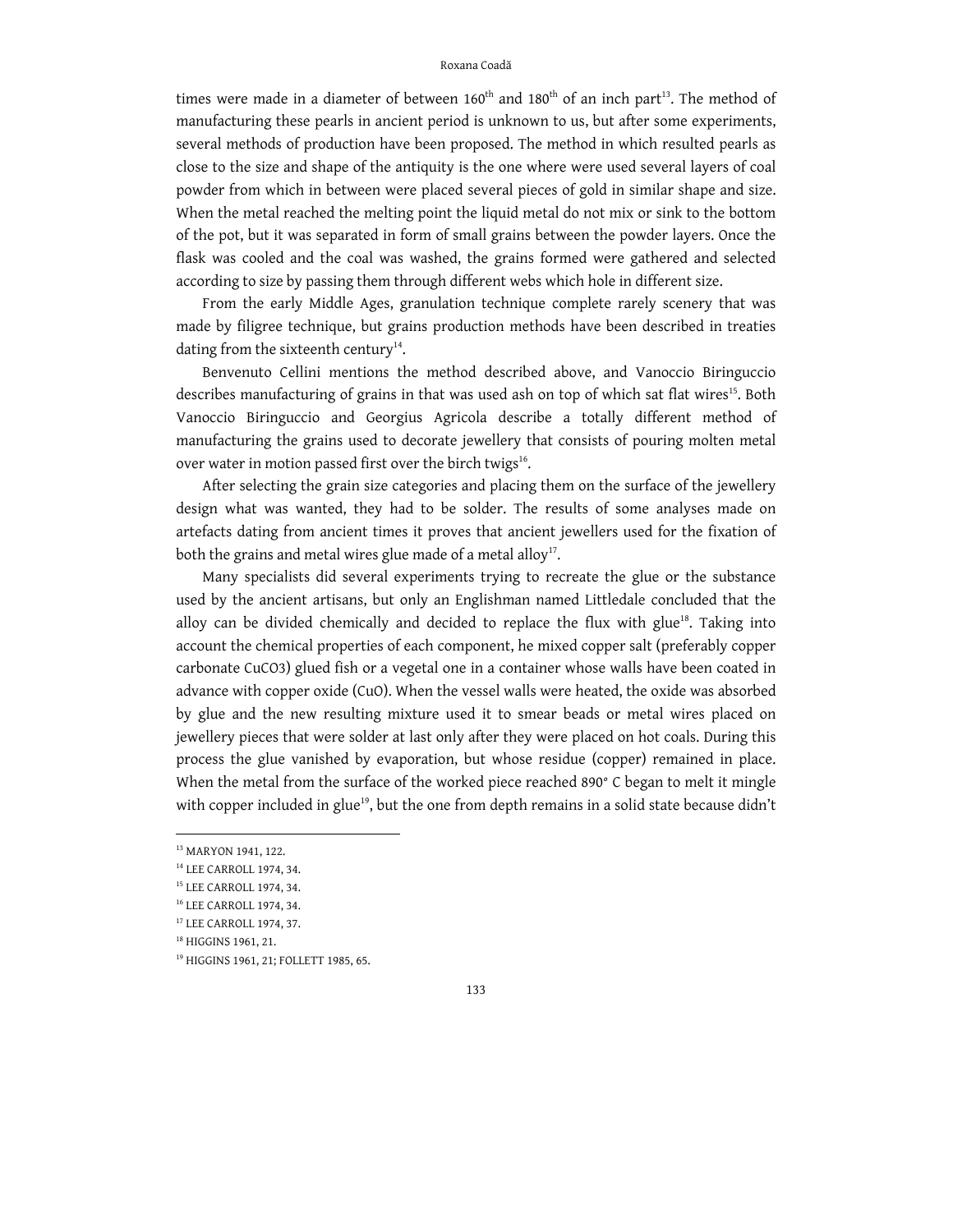times were made in a diameter of between $160^{th}$ and $180^{th}$ of an inch part[13]. The method of manufacturing these pearls in ancient period is unknown to us, but after some experiments, several methods of production have been proposed. The method in which resulted pearls as close to the size and shape of the antiquity is the one where were used several layers of coal powder from which in between were placed several pieces of gold in similar shape and size. When the metal reached the melting point the liquid metal do not mix or sink to the bottom of the pot, but it was separated in form of small grains between the powder layers. Once the flask was cooled and the coal was washed, the grains formed were gathered and selected according to size by passing them through different webs which hole in different size.

From the early Middle Ages, granulation technique complete rarely scenery that was made by filigree technique, but grains production methods have been described in treaties dating from the sixteenth century[14].

Benvenuto Cellini mentions the method described above, and Vanoccio Biringuccio describes manufacturing of grains in that was used ash on top of which sat flat wires[15]. Both Vanoccio Biringuccio and Georgius Agricola describe a totally different method of manufacturing the grains used to decorate jewellery that consists of pouring molten metal over water in motion passed first over the birch twigs[16].

After selecting the grain size categories and placing them on the surface of the jewellery design what was wanted, they had to be solder. The results of some analyses made on artefacts dating from ancient times it proves that ancient jewellers used for the fixation of both the grains and metal wires glue made of a metal alloy[17].

Many specialists did several experiments trying to recreate the glue or the substance used by the ancient artisans, but only an Englishman named Littledale concluded that the alloy can be divided chemically and decided to replace the flux with glue[18]. Taking into account the chemical properties of each component, he mixed copper salt (preferably copper carbonate $CuCO3$) glued fish or a vegetal one in a container whose walls have been coated in advance with copper oxide ($CuO$). When the vessel walls were heated, the oxide was absorbed by glue and the new resulting mixture used it to smear beads or metal wires placed on jewellery pieces that were solder at last only after they were placed on hot coals. During this process the glue vanished by evaporation, but whose residue (copper) remained in place. When the metal from the surface of the worked piece reached 890° C began to melt it mingle with copper included in glue[19], but the one from depth remains in a solid state because didn't

---

[13] MARYON 1941, 122.

[14] LEE CARROLL 1974, 34.

[15] LEE CARROLL 1974, 34.

[16] LEE CARROLL 1974, 34.

[17] LEE CARROLL 1974, 37.

[18] HIGGINS 1961, 21.

[19] HIGGINS 1961, 21; FOLLETT 1985, 65.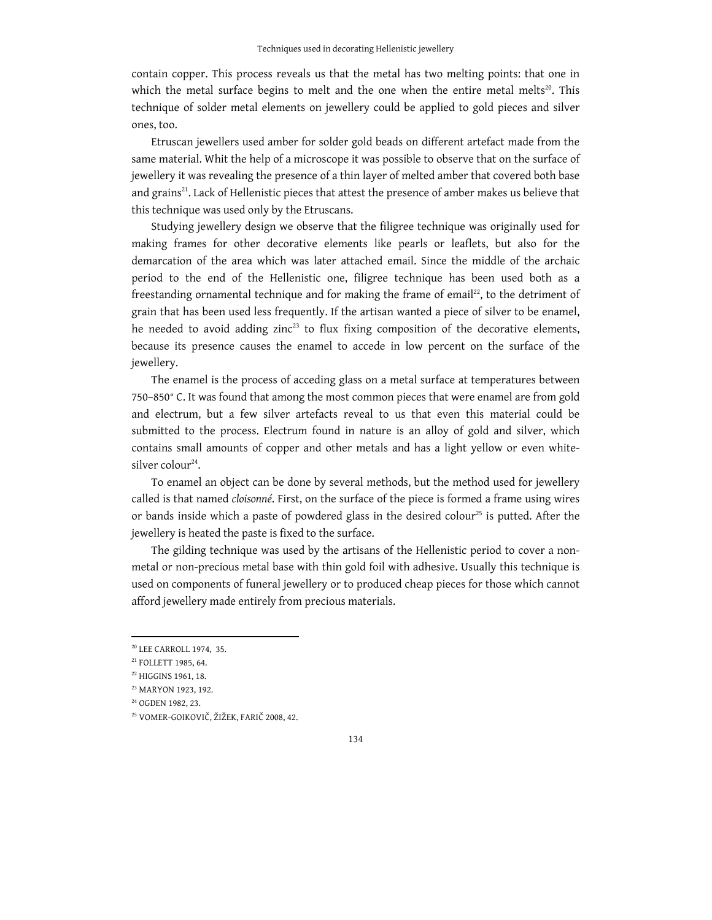contain copper. This process reveals us that the metal has two melting points: that one in which the metal surface begins to melt and the one when the entire metal melts[20]. This technique of solder metal elements on jewellery could be applied to gold pieces and silver ones, too.

Etruscan jewellers used amber for solder gold beads on different artefact made from the same material. Whit the help of a microscope it was possible to observe that on the surface of jewellery it was revealing the presence of a thin layer of melted amber that covered both base and grains[21]. Lack of Hellenistic pieces that attest the presence of amber makes us believe that this technique was used only by the Etruscans.

Studying jewellery design we observe that the filigree technique was originally used for making frames for other decorative elements like pearls or leaflets, but also for the demarcation of the area which was later attached email. Since the middle of the archaic period to the end of the Hellenistic one, filigree technique has been used both as a freestanding ornamental technique and for making the frame of email[22], to the detriment of grain that has been used less frequently. If the artisan wanted a piece of silver to be enamel, he needed to avoid adding zinc[23] to flux fixing composition of the decorative elements, because its presence causes the enamel to accede in low percent on the surface of the jewellery.

The enamel is the process of acceding glass on a metal surface at temperatures between 750–850° C. It was found that among the most common pieces that were enamel are from gold and electrum, but a few silver artefacts reveal to us that even this material could be submitted to the process. Electrum found in nature is an alloy of gold and silver, which contains small amounts of copper and other metals and has a light yellow or even white-silver colour[24].

To enamel an object can be done by several methods, but the method used for jewellery called is that named *cloisonné*. First, on the surface of the piece is formed a frame using wires or bands inside which a paste of powdered glass in the desired colour[25] is putted. After the jewellery is heated the paste is fixed to the surface.

The gilding technique was used by the artisans of the Hellenistic period to cover a non-metal or non-precious metal base with thin gold foil with adhesive. Usually this technique is used on components of funeral jewellery or to produced cheap pieces for those which cannot afford jewellery made entirely from precious materials.

---

[20] LEE CARROLL 1974, 35.

[21] FOLLETT 1985, 64.

[22] HIGGINS 1961, 18.

[23] MARYON 1923, 192.

[24] OGDEN 1982, 23.

[25] VOMER-GOIKOVIČ, ŽIŽEK, FARIČ 2008, 42.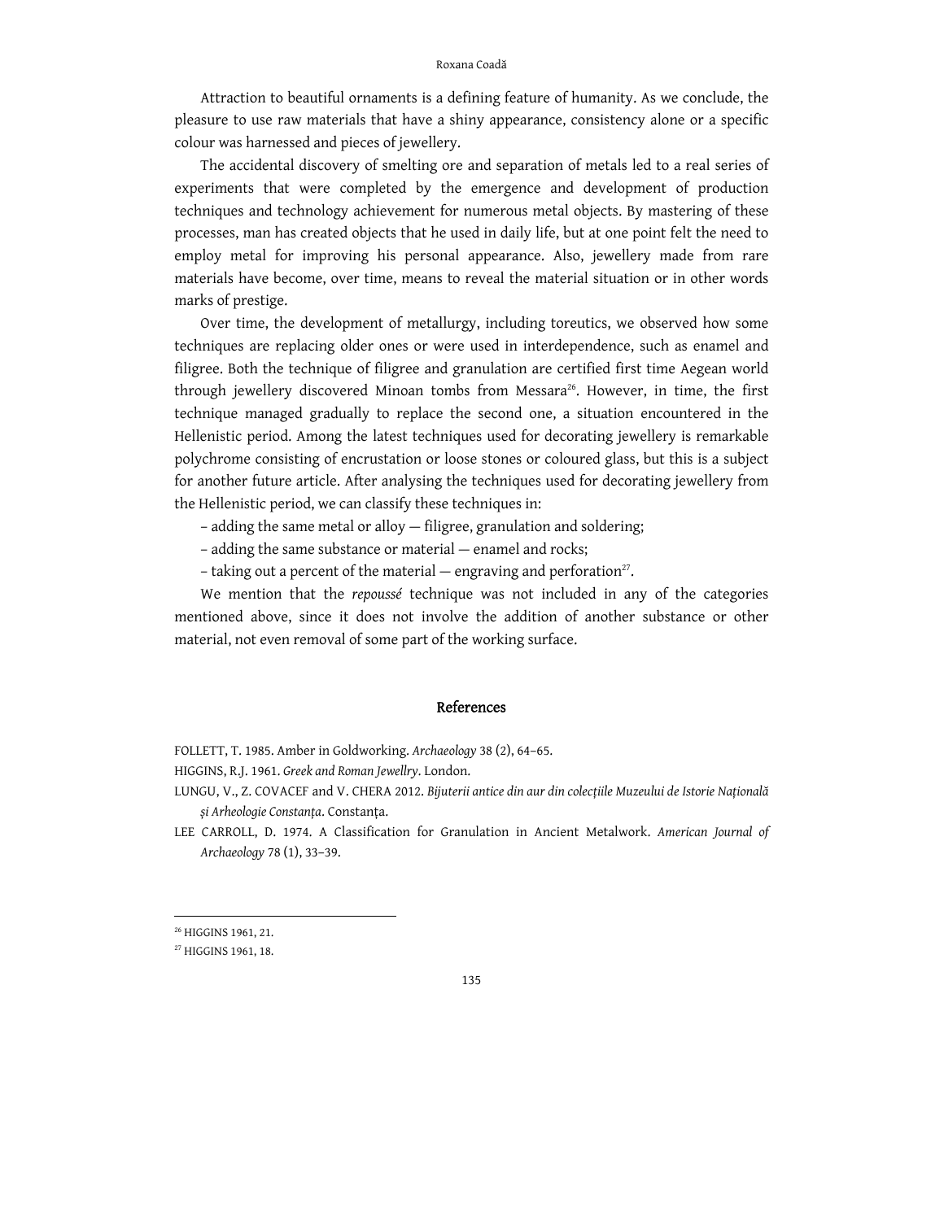Attraction to beautiful ornaments is a defining feature of humanity. As we conclude, the pleasure to use raw materials that have a shiny appearance, consistency alone or a specific colour was harnessed and pieces of jewellery.

The accidental discovery of smelting ore and separation of metals led to a real series of experiments that were completed by the emergence and development of production techniques and technology achievement for numerous metal objects. By mastering of these processes, man has created objects that he used in daily life, but at one point felt the need to employ metal for improving his personal appearance. Also, jewellery made from rare materials have become, over time, means to reveal the material situation or in other words marks of prestige.

Over time, the development of metallurgy, including toreutics, we observed how some techniques are replacing older ones or were used in interdependence, such as enamel and filigree. Both the technique of filigree and granulation are certified first time Aegean world through jewellery discovered Minoan tombs from Messara[26]. However, in time, the first technique managed gradually to replace the second one, a situation encountered in the Hellenistic period. Among the latest techniques used for decorating jewellery is remarkable polychrome consisting of encrustation or loose stones or coloured glass, but this is a subject for another future article. After analysing the techniques used for decorating jewellery from the Hellenistic period, we can classify these techniques in:

– adding the same metal or alloy — filigree, granulation and soldering;

– adding the same substance or material — enamel and rocks;

– taking out a percent of the material — engraving and perforation[27].

We mention that the *repoussé* technique was not included in any of the categories mentioned above, since it does not involve the addition of another substance or other material, not even removal of some part of the working surface.

## References

FOLLETT, T. 1985. Amber in Goldworking. *Archaeology* 38 (2), 64–65.

HIGGINS, R.J. 1961. *Greek and Roman Jewellry*. London.

LUNGU, V., Z. COVACEF and V. CHERA 2012. *Bijuterii antice din aur din colecțiile Muzeului de Istorie Națională și Arheologie Constanța*. Constanța.

LEE CARROLL, D. 1974. A Classification for Granulation in Ancient Metalwork. *American Journal of Archaeology* 78 (1), 33–39.

---

[26] HIGGINS 1961, 21.

[27] HIGGINS 1961, 18.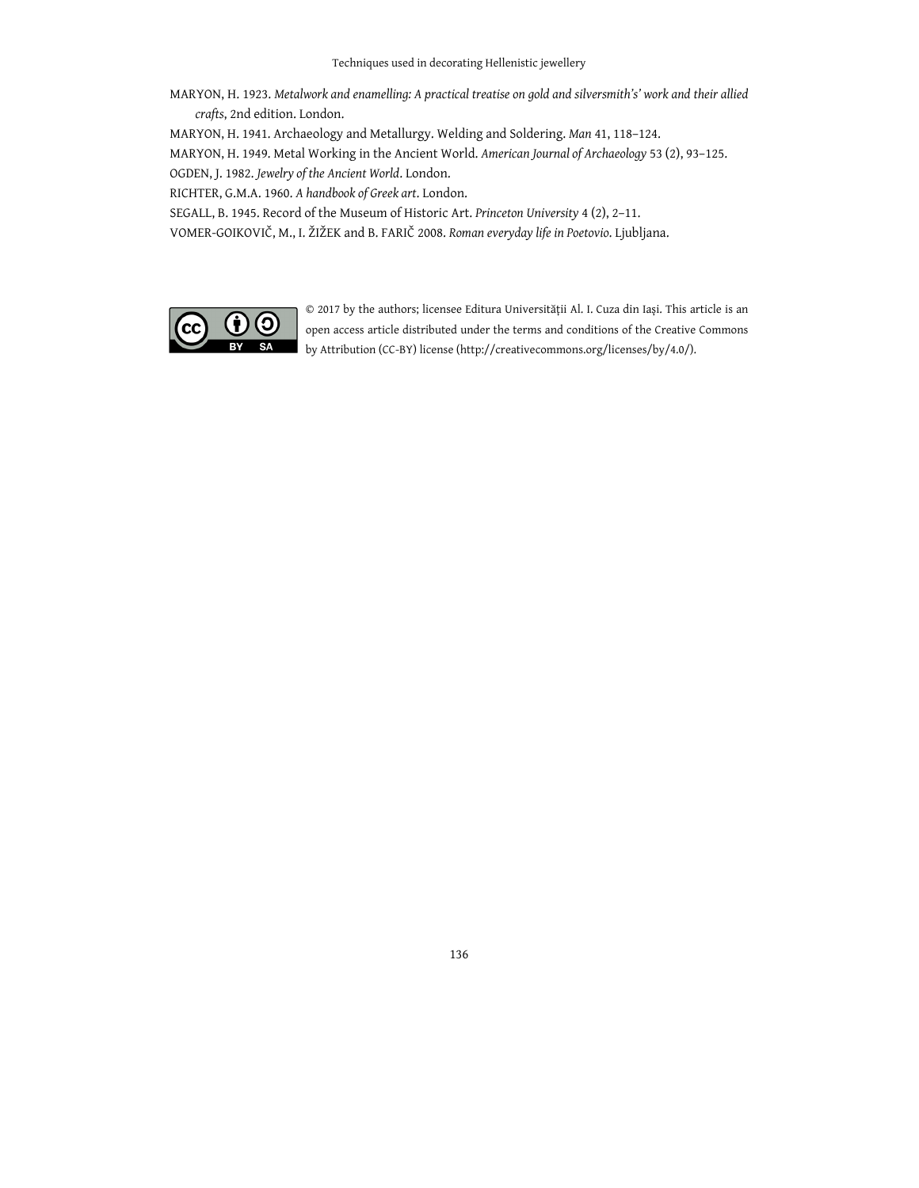MARYON, H. 1923. *Metalwork and enamelling: A practical treatise on gold and silversmith's' work and their allied crafts*, 2nd edition. London.

MARYON, H. 1941. Archaeology and Metallurgy. Welding and Soldering. *Man* 41, 118–124.

MARYON, H. 1949. Metal Working in the Ancient World. *American Journal of Archaeology* 53 (2), 93–125.

OGDEN, J. 1982. *Jewelry of the Ancient World*. London.

RICHTER, G.M.A. 1960. *A handbook of Greek art*. London.

SEGALL, B. 1945. Record of the Museum of Historic Art. *Princeton University* 4 (2), 2–11.

VOMER-GOIKOVIČ, M., I. ŽIŽEK and B. FARIČ 2008. *Roman everyday life in Poetovio*. Ljubljana.

© 2017 by the authors; licensee Editura Universității Al. I. Cuza din Iași. This article is an open access article distributed under the terms and conditions of the Creative Commons by Attribution (CC-BY) license (http://creativecommons.org/licenses/by/4.0/).